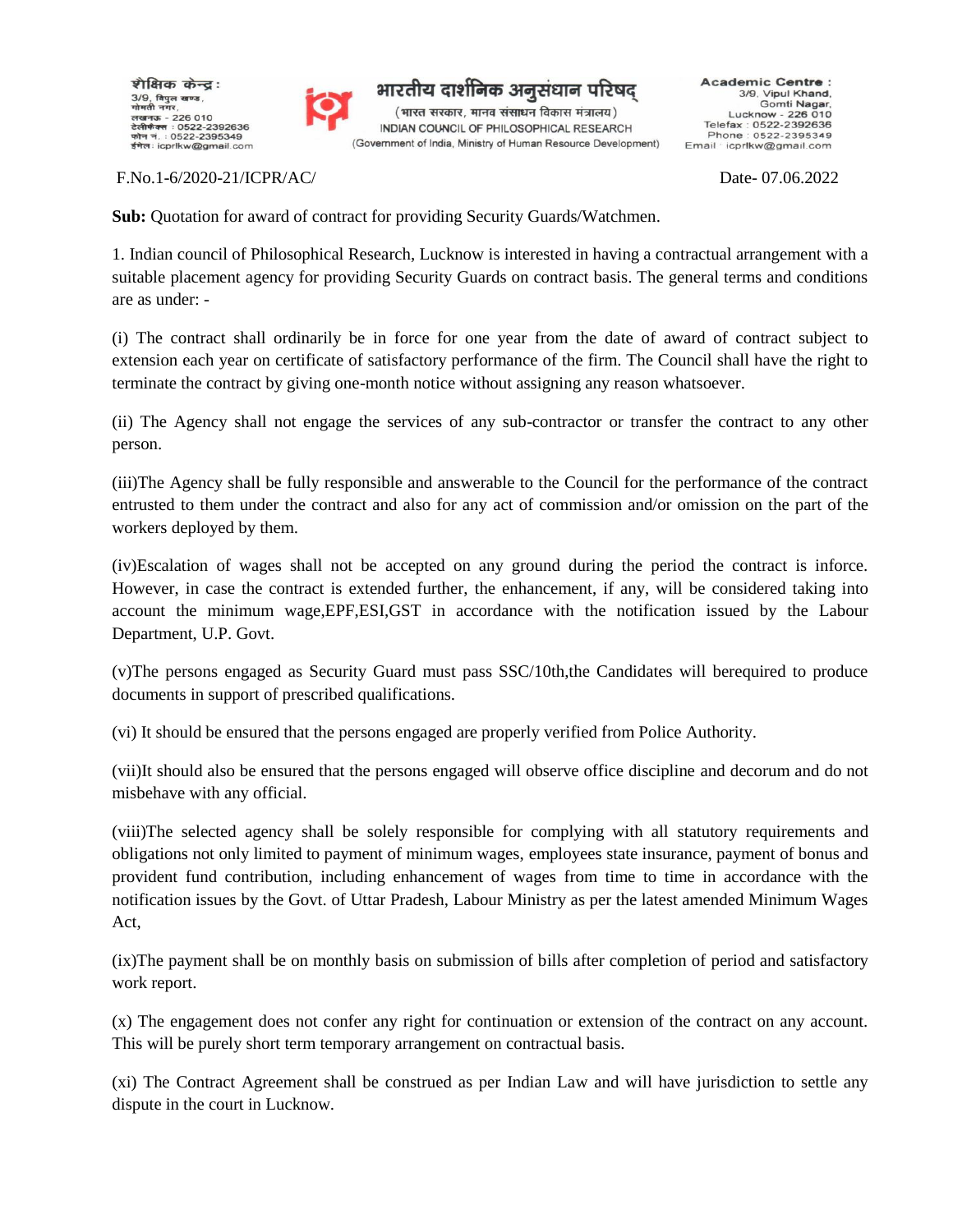शैक्षिक केन्द्र :
3/9, विपुल खण्ड,
गोमती नगर,
लखनऊ - 226 010
टेलीफैक्स : 0522-2392636
फोन न. : 0522-2395349
ईमेल : icprlkw@gmail.com

भारतीय दार्शनिक अनुसंधान परिषद्
(भारत सरकार, मानव संसाधन विकास मंत्रालय)
INDIAN COUNCIL OF PHILOSOPHICAL RESEARCH
(Government of India, Ministry of Human Resource Development)

Academic Centre :
3/9, Vipul Khand,
Gomti Nagar,
Lucknow - 226 010
Telefax : 0522-2392636
Phone : 0522-2395349
Email : icprlkw@gmail.com

F.No.1-6/2020-21/ICPR/AC/ Date- 07.06.2022

**Sub:** Quotation for award of contract for providing Security Guards/Watchmen.

1. Indian council of Philosophical Research, Lucknow is interested in having a contractual arrangement with a suitable placement agency for providing Security Guards on contract basis. The general terms and conditions are as under: -

(i) The contract shall ordinarily be in force for one year from the date of award of contract subject to extension each year on certificate of satisfactory performance of the firm. The Council shall have the right to terminate the contract by giving one-month notice without assigning any reason whatsoever.

(ii) The Agency shall not engage the services of any sub-contractor or transfer the contract to any other person.

(iii)The Agency shall be fully responsible and answerable to the Council for the performance of the contract entrusted to them under the contract and also for any act of commission and/or omission on the part of the workers deployed by them.

(iv)Escalation of wages shall not be accepted on any ground during the period the contract is inforce. However, in case the contract is extended further, the enhancement, if any, will be considered taking into account the minimum wage,EPF,ESI,GST in accordance with the notification issued by the Labour Department, U.P. Govt.

(v)The persons engaged as Security Guard must pass SSC/10th,the Candidates will berequired to produce documents in support of prescribed qualifications.

(vi) It should be ensured that the persons engaged are properly verified from Police Authority.

(vii)It should also be ensured that the persons engaged will observe office discipline and decorum and do not misbehave with any official.

(viii)The selected agency shall be solely responsible for complying with all statutory requirements and obligations not only limited to payment of minimum wages, employees state insurance, payment of bonus and provident fund contribution, including enhancement of wages from time to time in accordance with the notification issues by the Govt. of Uttar Pradesh, Labour Ministry as per the latest amended Minimum Wages Act,

(ix)The payment shall be on monthly basis on submission of bills after completion of period and satisfactory work report.

(x) The engagement does not confer any right for continuation or extension of the contract on any account. This will be purely short term temporary arrangement on contractual basis.

(xi) The Contract Agreement shall be construed as per Indian Law and will have jurisdiction to settle any dispute in the court in Lucknow.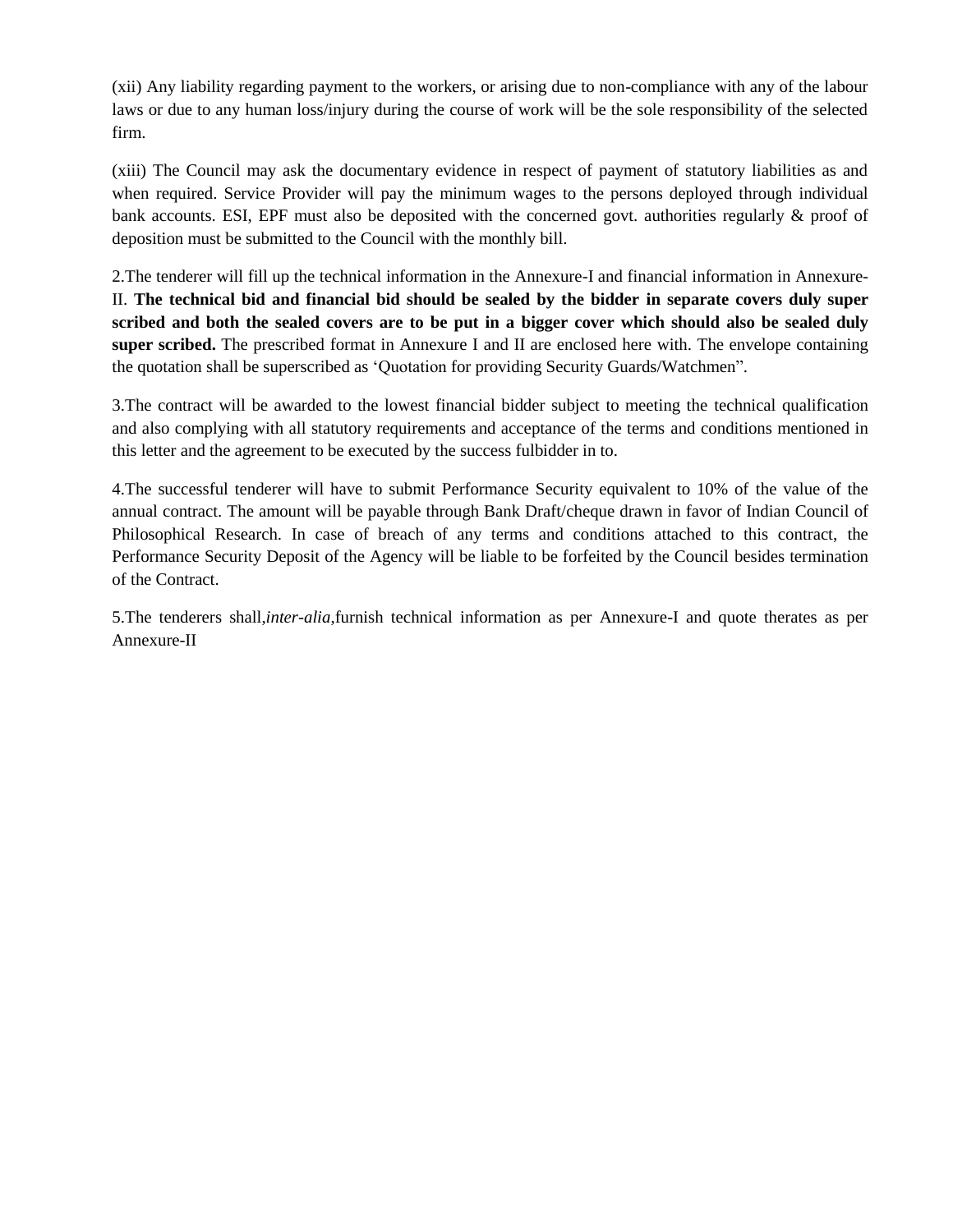(xii) Any liability regarding payment to the workers, or arising due to non-compliance with any of the labour laws or due to any human loss/injury during the course of work will be the sole responsibility of the selected firm.

(xiii) The Council may ask the documentary evidence in respect of payment of statutory liabilities as and when required. Service Provider will pay the minimum wages to the persons deployed through individual bank accounts. ESI, EPF must also be deposited with the concerned govt. authorities regularly & proof of deposition must be submitted to the Council with the monthly bill.

2.The tenderer will fill up the technical information in the Annexure-I and financial information in Annexure-II. **The technical bid and financial bid should be sealed by the bidder in separate covers duly super scribed and both the sealed covers are to be put in a bigger cover which should also be sealed duly super scribed.** The prescribed format in Annexure I and II are enclosed here with. The envelope containing the quotation shall be superscribed as 'Quotation for providing Security Guards/Watchmen".

3.The contract will be awarded to the lowest financial bidder subject to meeting the technical qualification and also complying with all statutory requirements and acceptance of the terms and conditions mentioned in this letter and the agreement to be executed by the success fulbidder in to.

4.The successful tenderer will have to submit Performance Security equivalent to 10% of the value of the annual contract. The amount will be payable through Bank Draft/cheque drawn in favor of Indian Council of Philosophical Research. In case of breach of any terms and conditions attached to this contract, the Performance Security Deposit of the Agency will be liable to be forfeited by the Council besides termination of the Contract.

5.The tenderers shall,*inter-alia*,furnish technical information as per Annexure-I and quote therates as per Annexure-II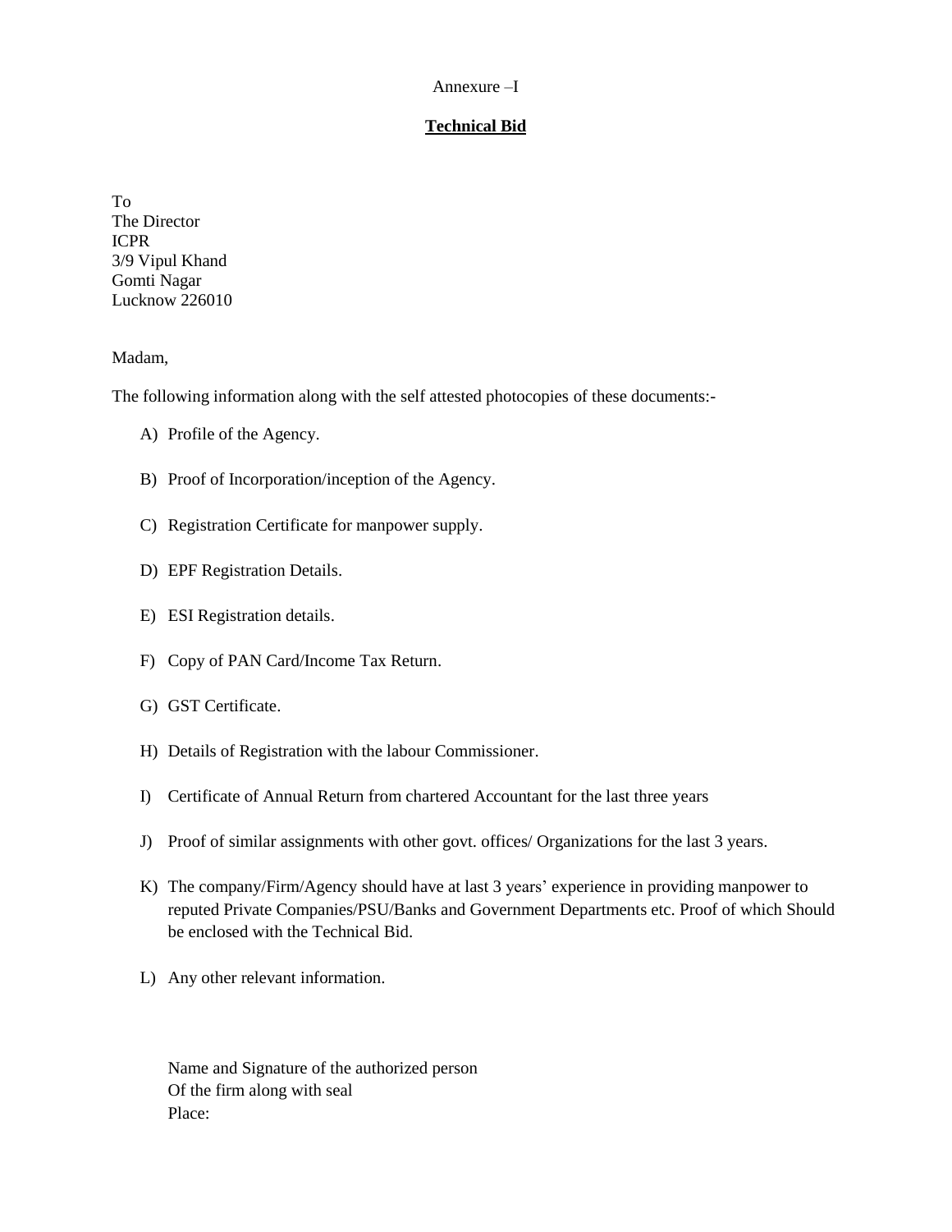Annexure –I

**Technical Bid**

To
The Director
ICPR
3/9 Vipul Khand
Gomti Nagar
Lucknow 226010

Madam,

The following information along with the self attested photocopies of these documents:-

A) Profile of the Agency.

B) Proof of Incorporation/inception of the Agency.

C) Registration Certificate for manpower supply.

D) EPF Registration Details.

E) ESI Registration details.

F) Copy of PAN Card/Income Tax Return.

G) GST Certificate.

H) Details of Registration with the labour Commissioner.

I) Certificate of Annual Return from chartered Accountant for the last three years

J) Proof of similar assignments with other govt. offices/ Organizations for the last 3 years.

K) The company/Firm/Agency should have at last 3 years' experience in providing manpower to reputed Private Companies/PSU/Banks and Government Departments etc. Proof of which Should be enclosed with the Technical Bid.

L) Any other relevant information.

Name and Signature of the authorized person
Of the firm along with seal
Place: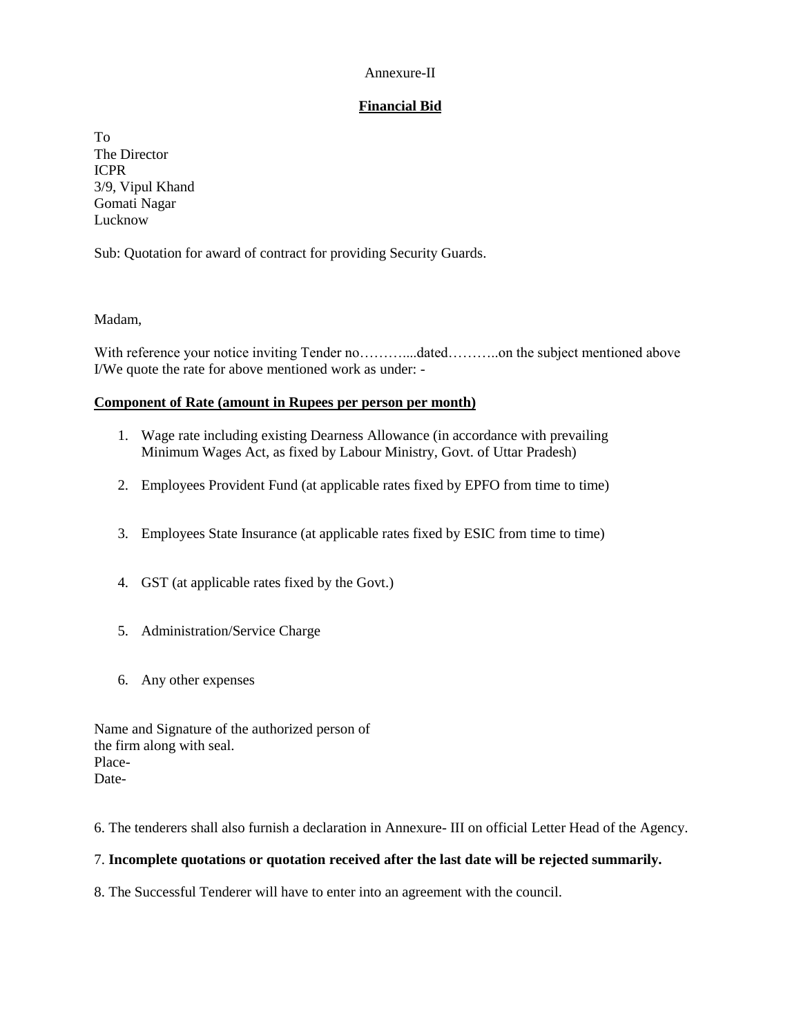Annexure-II

## Financial Bid

To
The Director
ICPR
3/9, Vipul Khand
Gomati Nagar
Lucknow

Sub: Quotation for award of contract for providing Security Guards.

Madam,

With reference your notice inviting Tender no………....dated………..on the subject mentioned above I/We quote the rate for above mentioned work as under: -

**Component of Rate (amount in Rupees per person per month)**

1. Wage rate including existing Dearness Allowance (in accordance with prevailing Minimum Wages Act, as fixed by Labour Ministry, Govt. of Uttar Pradesh)
2. Employees Provident Fund (at applicable rates fixed by EPFO from time to time)
3. Employees State Insurance (at applicable rates fixed by ESIC from time to time)
4. GST (at applicable rates fixed by the Govt.)
5. Administration/Service Charge
6. Any other expenses

Name and Signature of the authorized person of
the firm along with seal.
Place-
Date-

6. The tenderers shall also furnish a declaration in Annexure- III on official Letter Head of the Agency.

7. **Incomplete quotations or quotation received after the last date will be rejected summarily.**

8. The Successful Tenderer will have to enter into an agreement with the council.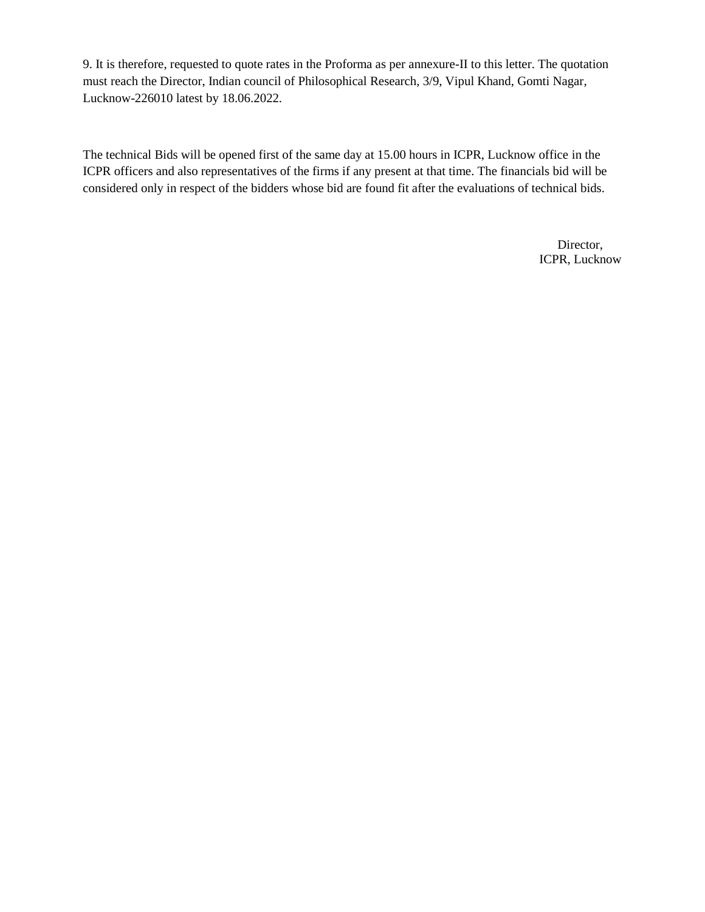9. It is therefore, requested to quote rates in the Proforma as per annexure-II to this letter. The quotation must reach the Director, Indian council of Philosophical Research, 3/9, Vipul Khand, Gomti Nagar, Lucknow-226010 latest by 18.06.2022.

The technical Bids will be opened first of the same day at 15.00 hours in ICPR, Lucknow office in the ICPR officers and also representatives of the firms if any present at that time. The financials bid will be considered only in respect of the bidders whose bid are found fit after the evaluations of technical bids.

Director,
ICPR, Lucknow